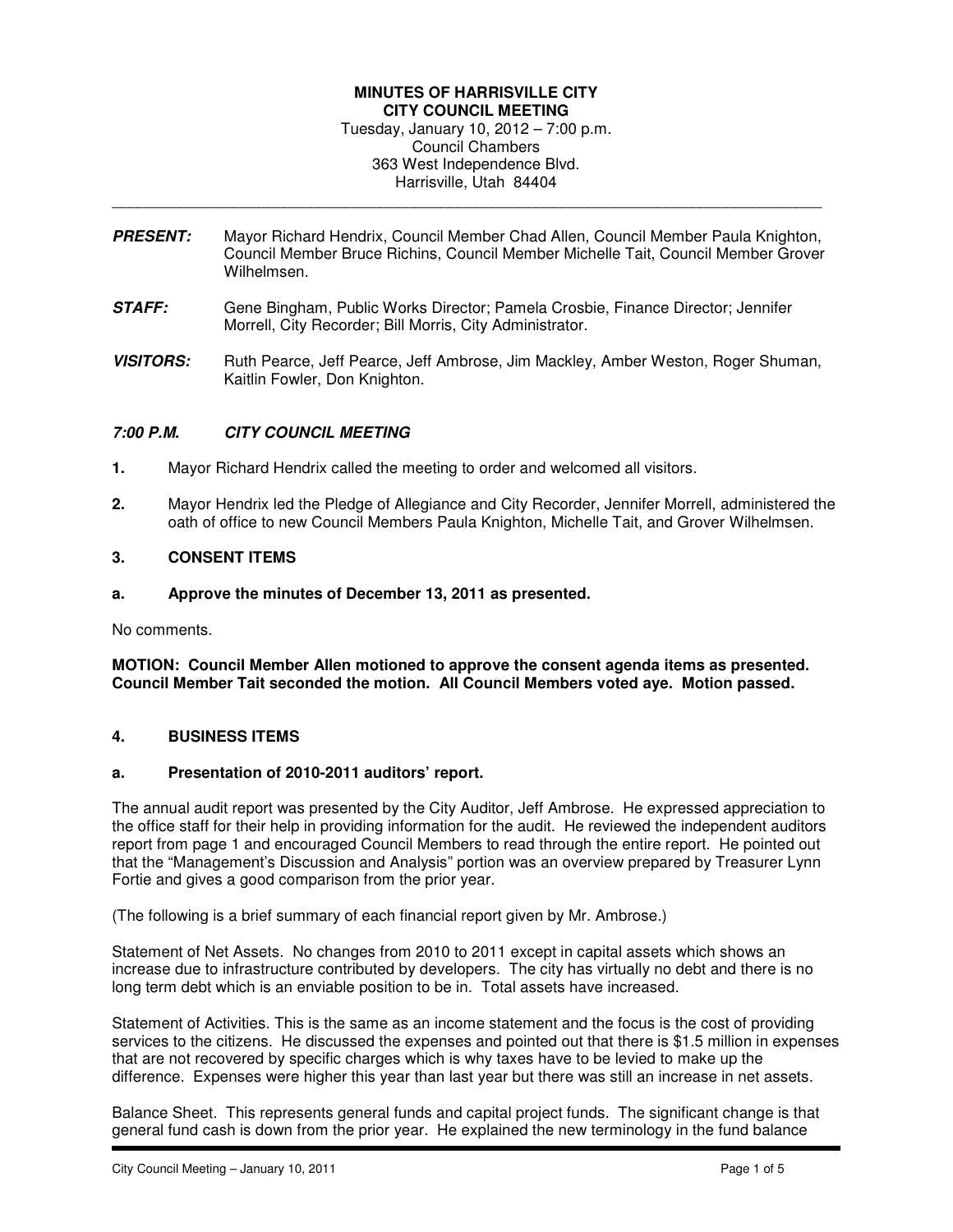# MINUTES OF HARRISVILLE CITY
## CITY COUNCIL MEETING

Tuesday, January 10, 2012 – 7:00 p.m.
Council Chambers
363 West Independence Blvd.
Harrisville, Utah 84404

---

***PRESENT:*** Mayor Richard Hendrix, Council Member Chad Allen, Council Member Paula Knighton, Council Member Bruce Richins, Council Member Michelle Tait, Council Member Grover Wilhelmsen.

***STAFF:*** Gene Bingham, Public Works Director; Pamela Crosbie, Finance Director; Jennifer Morrell, City Recorder; Bill Morris, City Administrator.

***VISITORS:*** Ruth Pearce, Jeff Pearce, Jeff Ambrose, Jim Mackley, Amber Weston, Roger Shuman, Kaitlin Fowler, Don Knighton.

### *7:00 P.M. CITY COUNCIL MEETING*

**1.** Mayor Richard Hendrix called the meeting to order and welcomed all visitors.

**2.** Mayor Hendrix led the Pledge of Allegiance and City Recorder, Jennifer Morrell, administered the oath of office to new Council Members Paula Knighton, Michelle Tait, and Grover Wilhelmsen.

### 3. CONSENT ITEMS

**a. Approve the minutes of December 13, 2011 as presented.**

No comments.

**MOTION: Council Member Allen motioned to approve the consent agenda items as presented. Council Member Tait seconded the motion. All Council Members voted aye. Motion passed.**

### 4. BUSINESS ITEMS

**a. Presentation of 2010-2011 auditors' report.**

The annual audit report was presented by the City Auditor, Jeff Ambrose. He expressed appreciation to the office staff for their help in providing information for the audit. He reviewed the independent auditors report from page 1 and encouraged Council Members to read through the entire report. He pointed out that the "Management's Discussion and Analysis" portion was an overview prepared by Treasurer Lynn Fortie and gives a good comparison from the prior year.

(The following is a brief summary of each financial report given by Mr. Ambrose.)

Statement of Net Assets. No changes from 2010 to 2011 except in capital assets which shows an increase due to infrastructure contributed by developers. The city has virtually no debt and there is no long term debt which is an enviable position to be in. Total assets have increased.

Statement of Activities. This is the same as an income statement and the focus is the cost of providing services to the citizens. He discussed the expenses and pointed out that there is $1.5 million in expenses that are not recovered by specific charges which is why taxes have to be levied to make up the difference. Expenses were higher this year than last year but there was still an increase in net assets.

Balance Sheet. This represents general funds and capital project funds. The significant change is that general fund cash is down from the prior year. He explained the new terminology in the fund balance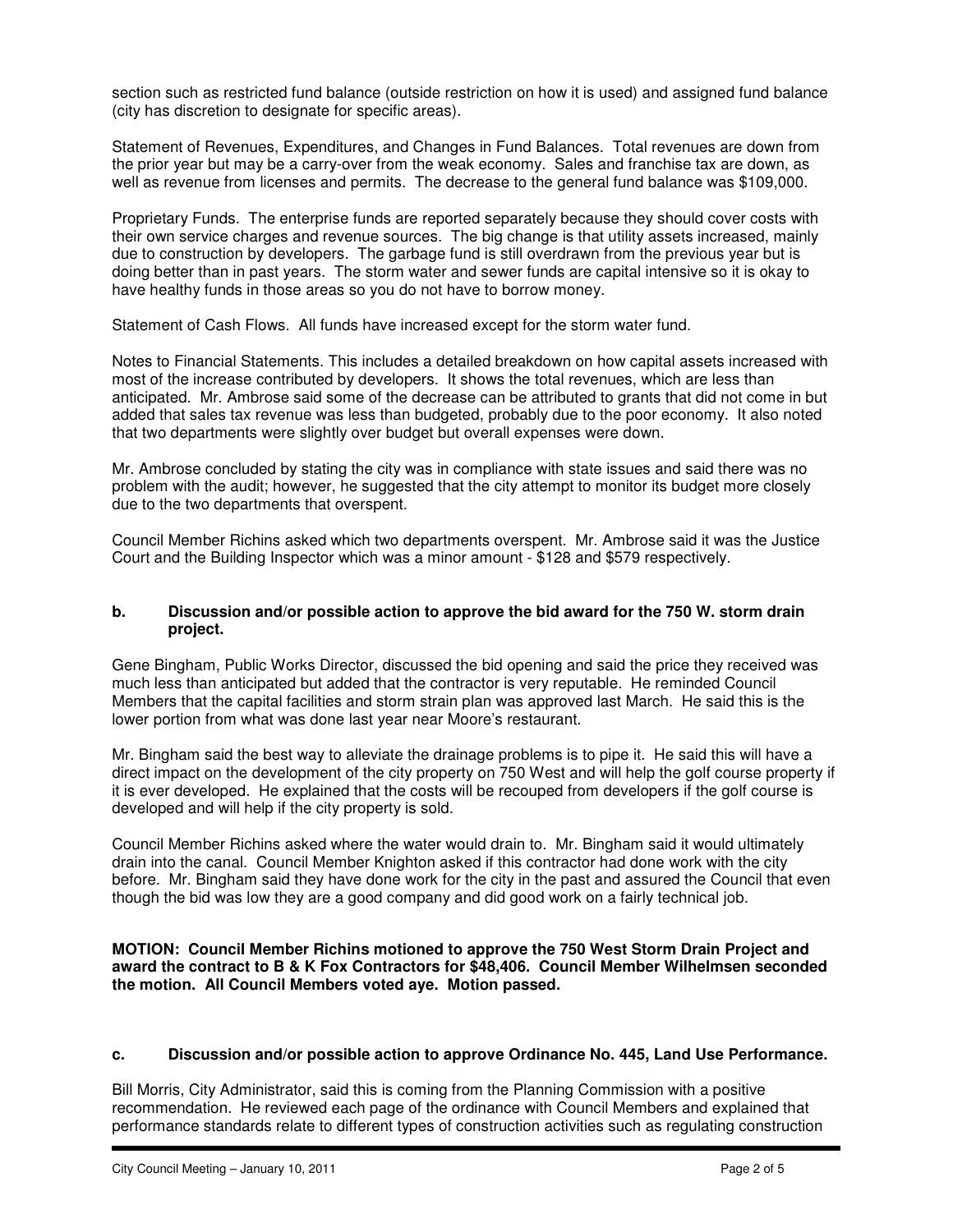section such as restricted fund balance (outside restriction on how it is used) and assigned fund balance (city has discretion to designate for specific areas).

Statement of Revenues, Expenditures, and Changes in Fund Balances. Total revenues are down from the prior year but may be a carry-over from the weak economy. Sales and franchise tax are down, as well as revenue from licenses and permits. The decrease to the general fund balance was $109,000.

Proprietary Funds. The enterprise funds are reported separately because they should cover costs with their own service charges and revenue sources. The big change is that utility assets increased, mainly due to construction by developers. The garbage fund is still overdrawn from the previous year but is doing better than in past years. The storm water and sewer funds are capital intensive so it is okay to have healthy funds in those areas so you do not have to borrow money.

Statement of Cash Flows. All funds have increased except for the storm water fund.

Notes to Financial Statements. This includes a detailed breakdown on how capital assets increased with most of the increase contributed by developers. It shows the total revenues, which are less than anticipated. Mr. Ambrose said some of the decrease can be attributed to grants that did not come in but added that sales tax revenue was less than budgeted, probably due to the poor economy. It also noted that two departments were slightly over budget but overall expenses were down.

Mr. Ambrose concluded by stating the city was in compliance with state issues and said there was no problem with the audit; however, he suggested that the city attempt to monitor its budget more closely due to the two departments that overspent.

Council Member Richins asked which two departments overspent. Mr. Ambrose said it was the Justice Court and the Building Inspector which was a minor amount - $128 and $579 respectively.

**b. Discussion and/or possible action to approve the bid award for the 750 W. storm drain project.**

Gene Bingham, Public Works Director, discussed the bid opening and said the price they received was much less than anticipated but added that the contractor is very reputable. He reminded Council Members that the capital facilities and storm strain plan was approved last March. He said this is the lower portion from what was done last year near Moore's restaurant.

Mr. Bingham said the best way to alleviate the drainage problems is to pipe it. He said this will have a direct impact on the development of the city property on 750 West and will help the golf course property if it is ever developed. He explained that the costs will be recouped from developers if the golf course is developed and will help if the city property is sold.

Council Member Richins asked where the water would drain to. Mr. Bingham said it would ultimately drain into the canal. Council Member Knighton asked if this contractor had done work with the city before. Mr. Bingham said they have done work for the city in the past and assured the Council that even though the bid was low they are a good company and did good work on a fairly technical job.

**MOTION: Council Member Richins motioned to approve the 750 West Storm Drain Project and award the contract to B & K Fox Contractors for $48,406. Council Member Wilhelmsen seconded the motion. All Council Members voted aye. Motion passed.**

**c. Discussion and/or possible action to approve Ordinance No. 445, Land Use Performance.**

Bill Morris, City Administrator, said this is coming from the Planning Commission with a positive recommendation. He reviewed each page of the ordinance with Council Members and explained that performance standards relate to different types of construction activities such as regulating construction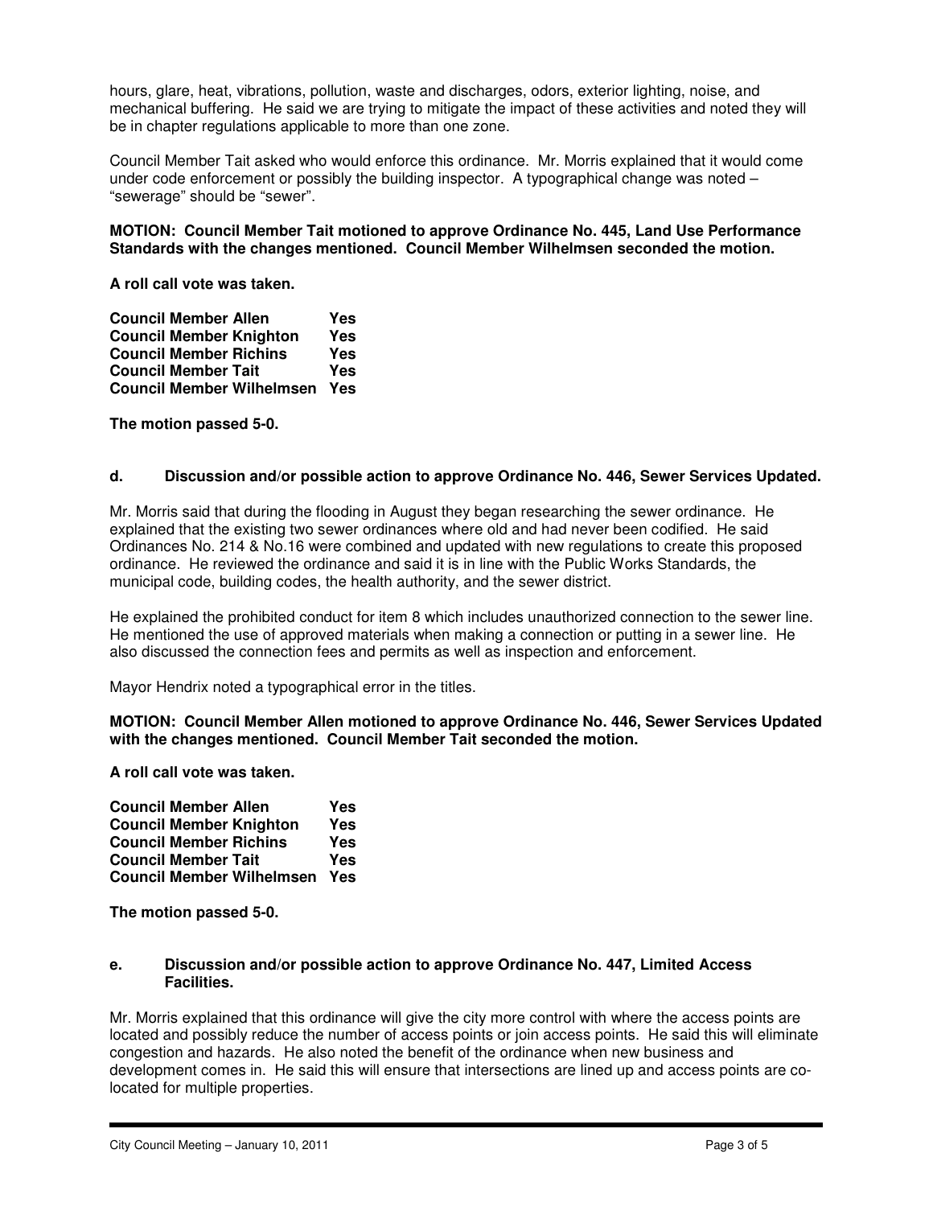hours, glare, heat, vibrations, pollution, waste and discharges, odors, exterior lighting, noise, and mechanical buffering. He said we are trying to mitigate the impact of these activities and noted they will be in chapter regulations applicable to more than one zone.

Council Member Tait asked who would enforce this ordinance. Mr. Morris explained that it would come under code enforcement or possibly the building inspector. A typographical change was noted – "sewerage" should be "sewer".

**MOTION: Council Member Tait motioned to approve Ordinance No. 445, Land Use Performance Standards with the changes mentioned. Council Member Wilhelmsen seconded the motion.**

**A roll call vote was taken.**

| | |
|---|---|
| **Council Member Allen** | **Yes** |
| **Council Member Knighton** | **Yes** |
| **Council Member Richins** | **Yes** |
| **Council Member Tait** | **Yes** |
| **Council Member Wilhelmsen** | **Yes** |

**The motion passed 5-0.**

**d. Discussion and/or possible action to approve Ordinance No. 446, Sewer Services Updated.**

Mr. Morris said that during the flooding in August they began researching the sewer ordinance. He explained that the existing two sewer ordinances where old and had never been codified. He said Ordinances No. 214 & No.16 were combined and updated with new regulations to create this proposed ordinance. He reviewed the ordinance and said it is in line with the Public Works Standards, the municipal code, building codes, the health authority, and the sewer district.

He explained the prohibited conduct for item 8 which includes unauthorized connection to the sewer line. He mentioned the use of approved materials when making a connection or putting in a sewer line. He also discussed the connection fees and permits as well as inspection and enforcement.

Mayor Hendrix noted a typographical error in the titles.

**MOTION: Council Member Allen motioned to approve Ordinance No. 446, Sewer Services Updated with the changes mentioned. Council Member Tait seconded the motion.**

**A roll call vote was taken.**

| | |
|---|---|
| **Council Member Allen** | **Yes** |
| **Council Member Knighton** | **Yes** |
| **Council Member Richins** | **Yes** |
| **Council Member Tait** | **Yes** |
| **Council Member Wilhelmsen** | **Yes** |

**The motion passed 5-0.**

**e. Discussion and/or possible action to approve Ordinance No. 447, Limited Access Facilities.**

Mr. Morris explained that this ordinance will give the city more control with where the access points are located and possibly reduce the number of access points or join access points. He said this will eliminate congestion and hazards. He also noted the benefit of the ordinance when new business and development comes in. He said this will ensure that intersections are lined up and access points are co-located for multiple properties.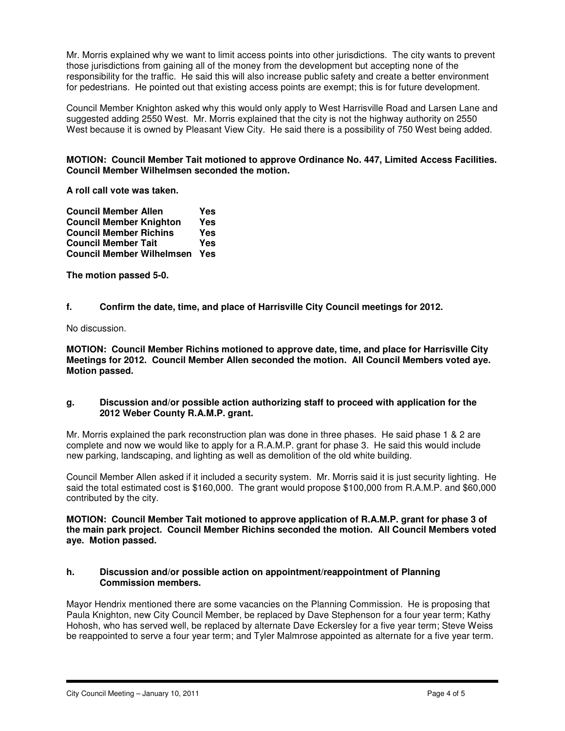Mr. Morris explained why we want to limit access points into other jurisdictions. The city wants to prevent those jurisdictions from gaining all of the money from the development but accepting none of the responsibility for the traffic. He said this will also increase public safety and create a better environment for pedestrians. He pointed out that existing access points are exempt; this is for future development.

Council Member Knighton asked why this would only apply to West Harrisville Road and Larsen Lane and suggested adding 2550 West. Mr. Morris explained that the city is not the highway authority on 2550 West because it is owned by Pleasant View City. He said there is a possibility of 750 West being added.

**MOTION: Council Member Tait motioned to approve Ordinance No. 447, Limited Access Facilities. Council Member Wilhelmsen seconded the motion.**

**A roll call vote was taken.**

| | |
|---|---|
| **Council Member Allen** | **Yes** |
| **Council Member Knighton** | **Yes** |
| **Council Member Richins** | **Yes** |
| **Council Member Tait** | **Yes** |
| **Council Member Wilhelmsen** | **Yes** |

**The motion passed 5-0.**

**f. Confirm the date, time, and place of Harrisville City Council meetings for 2012.**

No discussion.

**MOTION: Council Member Richins motioned to approve date, time, and place for Harrisville City Meetings for 2012. Council Member Allen seconded the motion. All Council Members voted aye. Motion passed.**

**g. Discussion and/or possible action authorizing staff to proceed with application for the 2012 Weber County R.A.M.P. grant.**

Mr. Morris explained the park reconstruction plan was done in three phases. He said phase 1 & 2 are complete and now we would like to apply for a R.A.M.P. grant for phase 3. He said this would include new parking, landscaping, and lighting as well as demolition of the old white building.

Council Member Allen asked if it included a security system. Mr. Morris said it is just security lighting. He said the total estimated cost is $160,000. The grant would propose $100,000 from R.A.M.P. and $60,000 contributed by the city.

**MOTION: Council Member Tait motioned to approve application of R.A.M.P. grant for phase 3 of the main park project. Council Member Richins seconded the motion. All Council Members voted aye. Motion passed.**

**h. Discussion and/or possible action on appointment/reappointment of Planning Commission members.**

Mayor Hendrix mentioned there are some vacancies on the Planning Commission. He is proposing that Paula Knighton, new City Council Member, be replaced by Dave Stephenson for a four year term; Kathy Hohosh, who has served well, be replaced by alternate Dave Eckersley for a five year term; Steve Weiss be reappointed to serve a four year term; and Tyler Malmrose appointed as alternate for a five year term.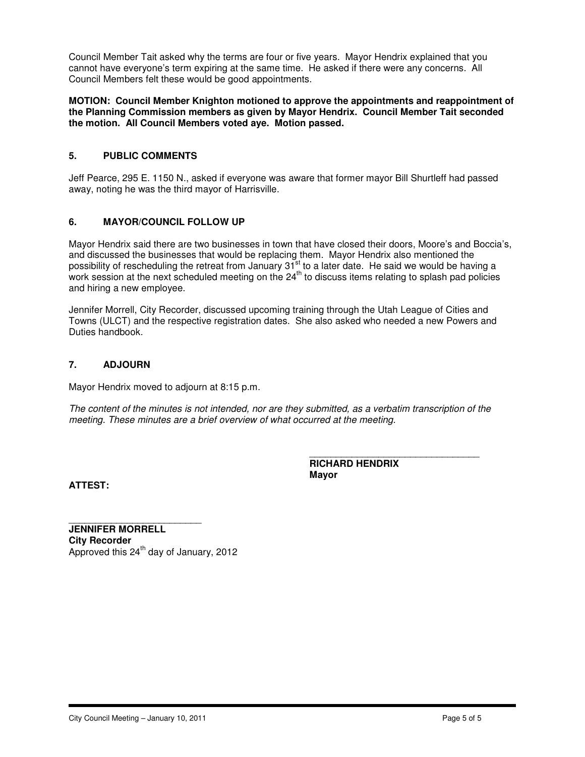Council Member Tait asked why the terms are four or five years. Mayor Hendrix explained that you cannot have everyone's term expiring at the same time. He asked if there were any concerns. All Council Members felt these would be good appointments.

**MOTION: Council Member Knighton motioned to approve the appointments and reappointment of the Planning Commission members as given by Mayor Hendrix. Council Member Tait seconded the motion. All Council Members voted aye. Motion passed.**

## 5. PUBLIC COMMENTS

Jeff Pearce, 295 E. 1150 N., asked if everyone was aware that former mayor Bill Shurtleff had passed away, noting he was the third mayor of Harrisville.

## 6. MAYOR/COUNCIL FOLLOW UP

Mayor Hendrix said there are two businesses in town that have closed their doors, Moore's and Boccia's, and discussed the businesses that would be replacing them. Mayor Hendrix also mentioned the possibility of rescheduling the retreat from January 31st to a later date. He said we would be having a work session at the next scheduled meeting on the 24th to discuss items relating to splash pad policies and hiring a new employee.

Jennifer Morrell, City Recorder, discussed upcoming training through the Utah League of Cities and Towns (ULCT) and the respective registration dates. She also asked who needed a new Powers and Duties handbook.

## 7. ADJOURN

Mayor Hendrix moved to adjourn at 8:15 p.m.

*The content of the minutes is not intended, nor are they submitted, as a verbatim transcription of the meeting. These minutes are a brief overview of what occurred at the meeting.*

\_\_\_\_\_\_\_\_\_\_\_\_\_\_\_\_\_\_\_\_\_\_\_\_\_\_\_\_\_\_\_\_
**RICHARD HENDRIX**
**Mayor**

**ATTEST:**

\_\_\_\_\_\_\_\_\_\_\_\_\_\_\_\_\_\_\_\_\_\_\_\_\_\_
**JENNIFER MORRELL**
**City Recorder**
Approved this 24th day of January, 2012